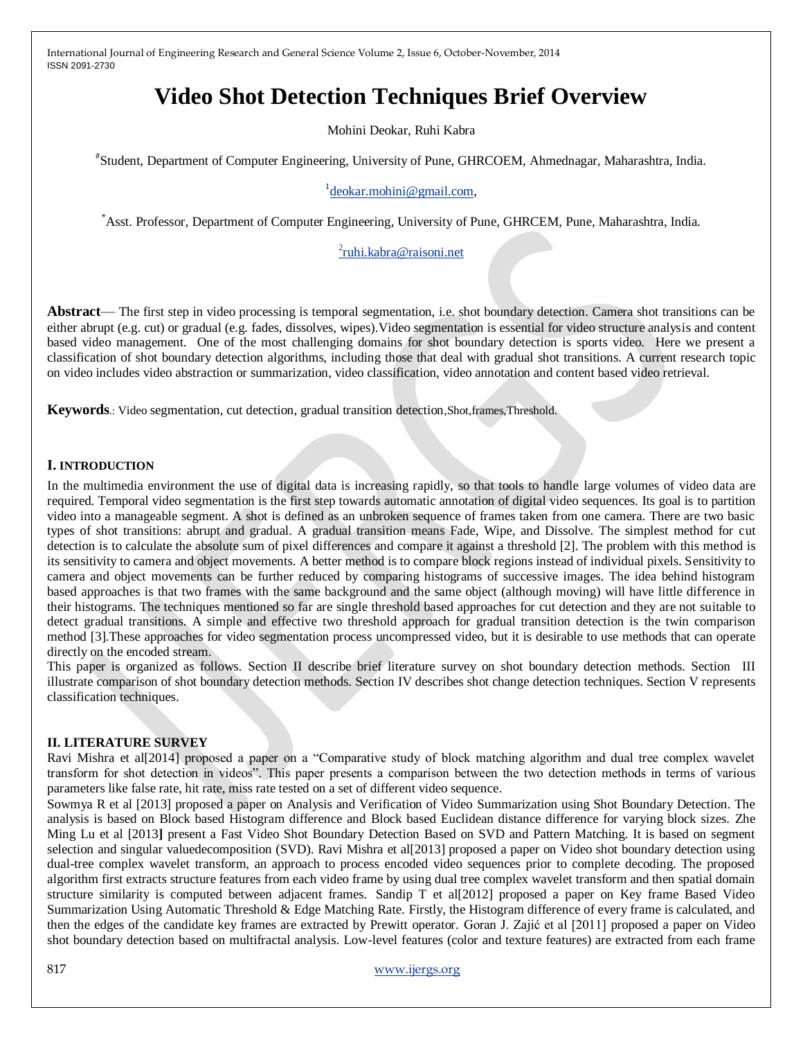# Video Shot Detection Techniques Brief Overview

Mohini Deokar, Ruhi Kabra

[#]Student, Department of Computer Engineering, University of Pune, GHRCOEM, Ahmednagar, Maharashtra, India.

[1]deokar.mohini@gmail.com,

[*]Asst. Professor, Department of Computer Engineering, University of Pune, GHRCEM, Pune, Maharashtra, India.

[2]ruhi.kabra@raisoni.net

**Abstract**— The first step in video processing is temporal segmentation, i.e. shot boundary detection. Camera shot transitions can be either abrupt (e.g. cut) or gradual (e.g. fades, dissolves, wipes).Video segmentation is essential for video structure analysis and content based video management. One of the most challenging domains for shot boundary detection is sports video. Here we present a classification of shot boundary detection algorithms, including those that deal with gradual shot transitions. A current research topic on video includes video abstraction or summarization, video classification, video annotation and content based video retrieval.

**Keywords**.: Video segmentation, cut detection, gradual transition detection,Shot,frames,Threshold.

## I. INTRODUCTION

In the multimedia environment the use of digital data is increasing rapidly, so that tools to handle large volumes of video data are required. Temporal video segmentation is the first step towards automatic annotation of digital video sequences. Its goal is to partition video into a manageable segment. A shot is defined as an unbroken sequence of frames taken from one camera. There are two basic types of shot transitions: abrupt and gradual. A gradual transition means Fade, Wipe, and Dissolve. The simplest method for cut detection is to calculate the absolute sum of pixel differences and compare it against a threshold [2]. The problem with this method is its sensitivity to camera and object movements. A better method is to compare block regions instead of individual pixels. Sensitivity to camera and object movements can be further reduced by comparing histograms of successive images. The idea behind histogram based approaches is that two frames with the same background and the same object (although moving) will have little difference in their histograms. The techniques mentioned so far are single threshold based approaches for cut detection and they are not suitable to detect gradual transitions. A simple and effective two threshold approach for gradual transition detection is the twin comparison method [3].These approaches for video segmentation process uncompressed video, but it is desirable to use methods that can operate directly on the encoded stream.

This paper is organized as follows. Section II describe brief literature survey on shot boundary detection methods. Section III illustrate comparison of shot boundary detection methods. Section IV describes shot change detection techniques. Section V represents classification techniques.

## II. LITERATURE SURVEY

Ravi Mishra et al[2014] proposed a paper on a "Comparative study of block matching algorithm and dual tree complex wavelet transform for shot detection in videos". This paper presents a comparison between the two detection methods in terms of various parameters like false rate, hit rate, miss rate tested on a set of different video sequence.

Sowmya R et al [2013] proposed a paper on Analysis and Verification of Video Summarization using Shot Boundary Detection. The analysis is based on Block based Histogram difference and Block based Euclidean distance difference for varying block sizes. Zhe Ming Lu et al [2013] present a Fast Video Shot Boundary Detection Based on SVD and Pattern Matching. It is based on segment selection and singular valuedecomposition (SVD). Ravi Mishra et al[2013] proposed a paper on Video shot boundary detection using dual-tree complex wavelet transform, an approach to process encoded video sequences prior to complete decoding. The proposed algorithm first extracts structure features from each video frame by using dual tree complex wavelet transform and then spatial domain structure similarity is computed between adjacent frames. Sandip T et al[2012] proposed a paper on Key frame Based Video Summarization Using Automatic Threshold & Edge Matching Rate. Firstly, the Histogram difference of every frame is calculated, and then the edges of the candidate key frames are extracted by Prewitt operator. Goran J. Zajić et al [2011] proposed a paper on Video shot boundary detection based on multifractal analysis. Low-level features (color and texture features) are extracted from each frame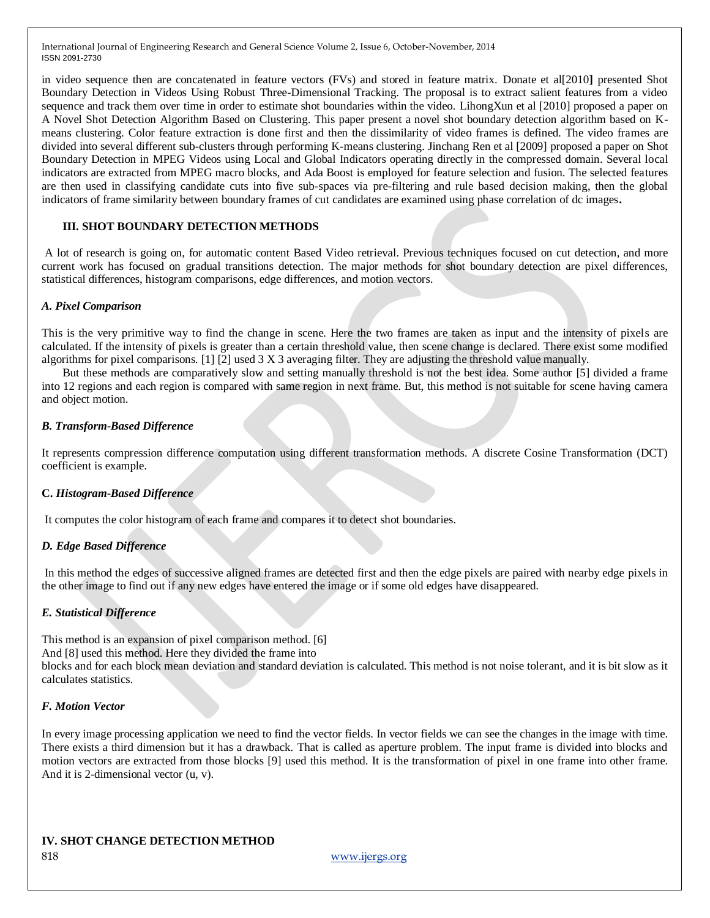in video sequence then are concatenated in feature vectors (FVs) and stored in feature matrix. Donate et al[2010] presented Shot Boundary Detection in Videos Using Robust Three-Dimensional Tracking. The proposal is to extract salient features from a video sequence and track them over time in order to estimate shot boundaries within the video. LihongXun et al [2010] proposed a paper on A Novel Shot Detection Algorithm Based on Clustering. This paper present a novel shot boundary detection algorithm based on K-means clustering. Color feature extraction is done first and then the dissimilarity of video frames is defined. The video frames are divided into several different sub-clusters through performing K-means clustering. Jinchang Ren et al [2009] proposed a paper on Shot Boundary Detection in MPEG Videos using Local and Global Indicators operating directly in the compressed domain. Several local indicators are extracted from MPEG macro blocks, and Ada Boost is employed for feature selection and fusion. The selected features are then used in classifying candidate cuts into five sub-spaces via pre-filtering and rule based decision making, then the global indicators of frame similarity between boundary frames of cut candidates are examined using phase correlation of dc images**.**

## III. SHOT BOUNDARY DETECTION METHODS

A lot of research is going on, for automatic content Based Video retrieval. Previous techniques focused on cut detection, and more current work has focused on gradual transitions detection. The major methods for shot boundary detection are pixel differences, statistical differences, histogram comparisons, edge differences, and motion vectors.

### *A. Pixel Comparison*

This is the very primitive way to find the change in scene. Here the two frames are taken as input and the intensity of pixels are calculated. If the intensity of pixels is greater than a certain threshold value, then scene change is declared. There exist some modified algorithms for pixel comparisons. [1] [2] used 3 X 3 averaging filter. They are adjusting the threshold value manually.

But these methods are comparatively slow and setting manually threshold is not the best idea. Some author [5] divided a frame into 12 regions and each region is compared with same region in next frame. But, this method is not suitable for scene having camera and object motion.

### *B. Transform-Based Difference*

It represents compression difference computation using different transformation methods. A discrete Cosine Transformation (DCT) coefficient is example.

### C. *Histogram-Based Difference*

It computes the color histogram of each frame and compares it to detect shot boundaries.

### *D. Edge Based Difference*

In this method the edges of successive aligned frames are detected first and then the edge pixels are paired with nearby edge pixels in the other image to find out if any new edges have entered the image or if some old edges have disappeared.

### *E. Statistical Difference*

This method is an expansion of pixel comparison method. [6]
And [8] used this method. Here they divided the frame into
blocks and for each block mean deviation and standard deviation is calculated. This method is not noise tolerant, and it is bit slow as it calculates statistics.

### *F. Motion Vector*

In every image processing application we need to find the vector fields. In vector fields we can see the changes in the image with time. There exists a third dimension but it has a drawback. That is called as aperture problem. The input frame is divided into blocks and motion vectors are extracted from those blocks [9] used this method. It is the transformation of pixel in one frame into other frame. And it is 2-dimensional vector (u, v).

## IV. SHOT CHANGE DETECTION METHOD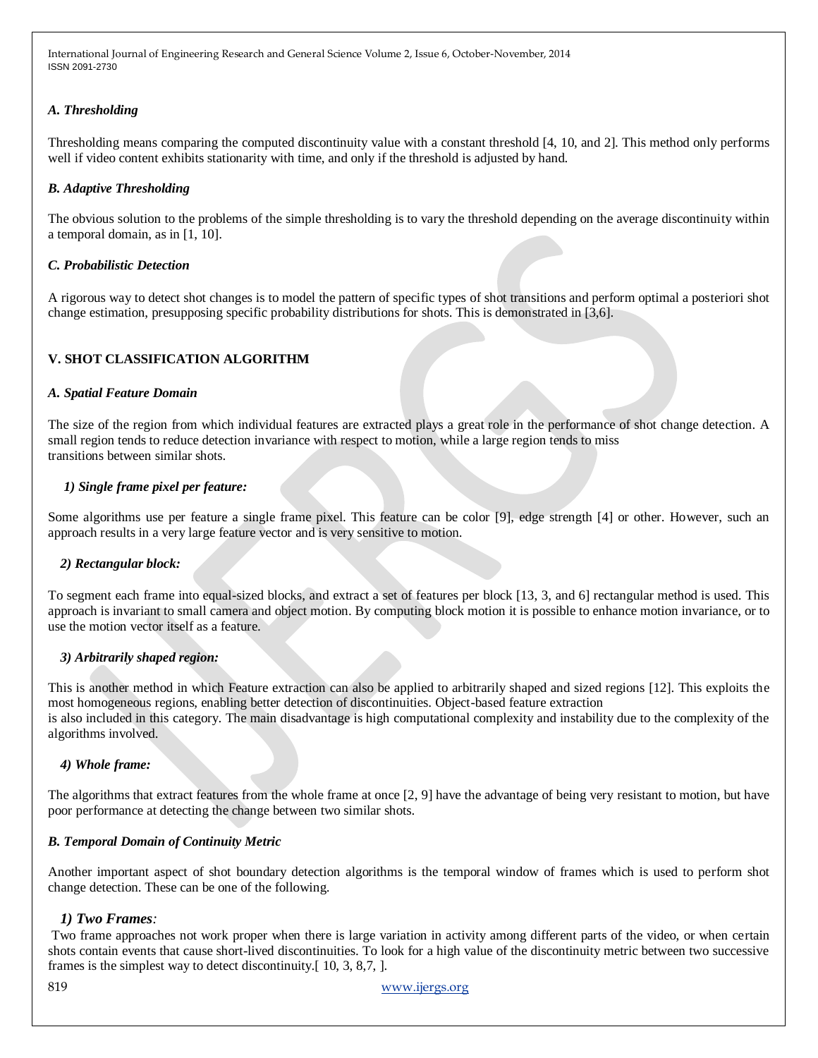### *A. Thresholding*

Thresholding means comparing the computed discontinuity value with a constant threshold [4, 10, and 2]. This method only performs well if video content exhibits stationarity with time, and only if the threshold is adjusted by hand.

### *B. Adaptive Thresholding*

The obvious solution to the problems of the simple thresholding is to vary the threshold depending on the average discontinuity within a temporal domain, as in [1, 10].

### *C. Probabilistic Detection*

A rigorous way to detect shot changes is to model the pattern of specific types of shot transitions and perform optimal a posteriori shot change estimation, presupposing specific probability distributions for shots. This is demonstrated in [3,6].

## V. SHOT CLASSIFICATION ALGORITHM

### *A. Spatial Feature Domain*

The size of the region from which individual features are extracted plays a great role in the performance of shot change detection. A small region tends to reduce detection invariance with respect to motion, while a large region tends to miss transitions between similar shots.

#### *1) Single frame pixel per feature:*

Some algorithms use per feature a single frame pixel. This feature can be color [9], edge strength [4] or other. However, such an approach results in a very large feature vector and is very sensitive to motion.

#### *2) Rectangular block:*

To segment each frame into equal-sized blocks, and extract a set of features per block [13, 3, and 6] rectangular method is used. This approach is invariant to small camera and object motion. By computing block motion it is possible to enhance motion invariance, or to use the motion vector itself as a feature.

#### *3) Arbitrarily shaped region:*

This is another method in which Feature extraction can also be applied to arbitrarily shaped and sized regions [12]. This exploits the most homogeneous regions, enabling better detection of discontinuities. Object-based feature extraction is also included in this category. The main disadvantage is high computational complexity and instability due to the complexity of the algorithms involved.

#### *4) Whole frame:*

The algorithms that extract features from the whole frame at once [2, 9] have the advantage of being very resistant to motion, but have poor performance at detecting the change between two similar shots.

### *B. Temporal Domain of Continuity Metric*

Another important aspect of shot boundary detection algorithms is the temporal window of frames which is used to perform shot change detection. These can be one of the following.

#### *1) Two Frames:*

Two frame approaches not work proper when there is large variation in activity among different parts of the video, or when certain shots contain events that cause short-lived discontinuities. To look for a high value of the discontinuity metric between two successive frames is the simplest way to detect discontinuity.[ 10, 3, 8,7, ].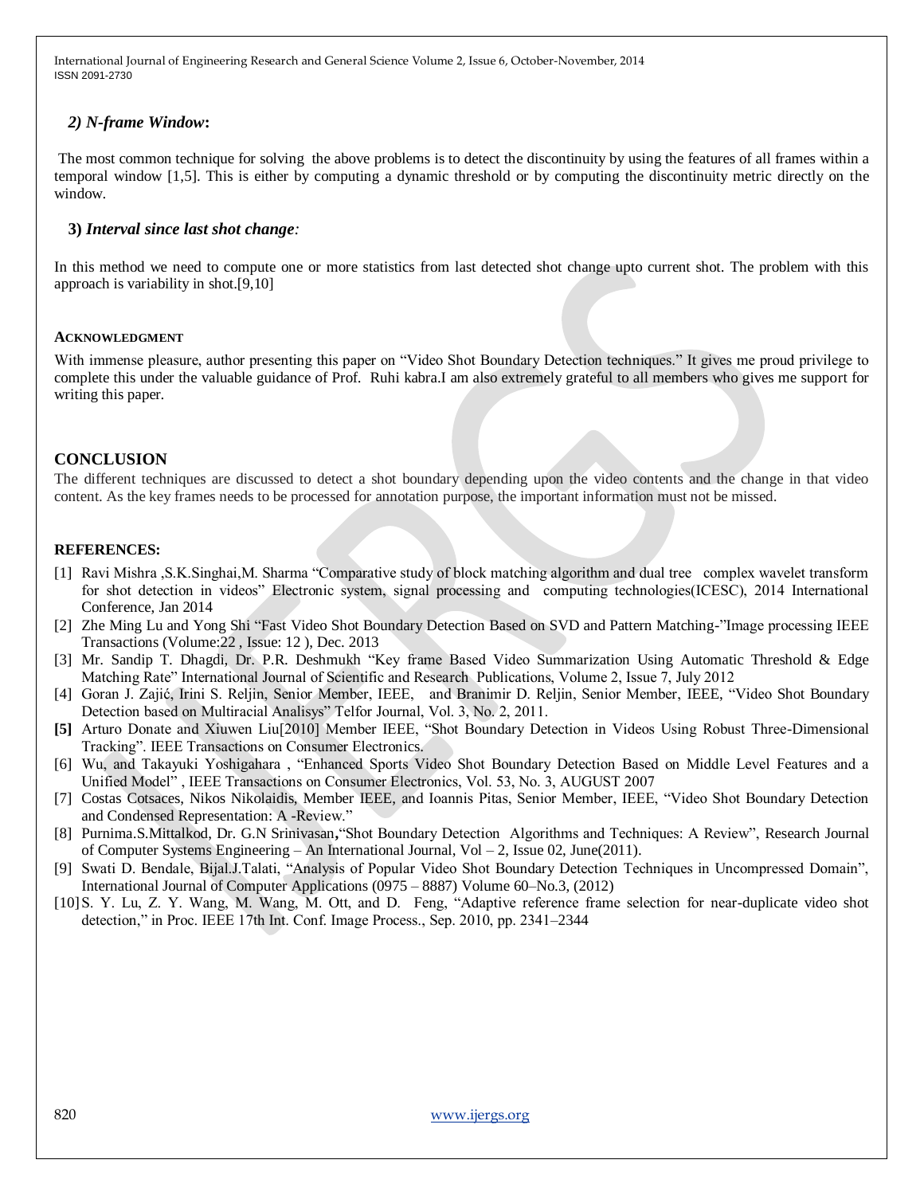### *2) N-frame Window***:**

The most common technique for solving the above problems is to detect the discontinuity by using the features of all frames within a temporal window [1,5]. This is either by computing a dynamic threshold or by computing the discontinuity metric directly on the window.

### **3)** ***Interval since last shot change****:*

In this method we need to compute one or more statistics from last detected shot change upto current shot. The problem with this approach is variability in shot.[9,10]

## ACKNOWLEDGMENT

With immense pleasure, author presenting this paper on "Video Shot Boundary Detection techniques." It gives me proud privilege to complete this under the valuable guidance of Prof. Ruhi kabra.I am also extremely grateful to all members who gives me support for writing this paper.

## CONCLUSION

The different techniques are discussed to detect a shot boundary depending upon the video contents and the change in that video content. As the key frames needs to be processed for annotation purpose, the important information must not be missed.

## REFERENCES:

[1] Ravi Mishra ,S.K.Singhai,M. Sharma "Comparative study of block matching algorithm and dual tree complex wavelet transform for shot detection in videos" Electronic system, signal processing and computing technologies(ICESC), 2014 International Conference, Jan 2014

[2] Zhe Ming Lu and Yong Shi "Fast Video Shot Boundary Detection Based on SVD and Pattern Matching-"Image processing IEEE Transactions (Volume:22 , Issue: 12 ), Dec. 2013

[3] Mr. Sandip T. Dhagdi, Dr. P.R. Deshmukh "Key frame Based Video Summarization Using Automatic Threshold & Edge Matching Rate" International Journal of Scientific and Research Publications, Volume 2, Issue 7, July 2012

[4] Goran J. Zajić, Irini S. Reljin, Senior Member, IEEE, and Branimir D. Reljin, Senior Member, IEEE, "Video Shot Boundary Detection based on Multiracial Analisys" Telfor Journal, Vol. 3, No. 2, 2011.

**[5]** Arturo Donate and Xiuwen Liu[2010] Member IEEE, "Shot Boundary Detection in Videos Using Robust Three-Dimensional Tracking". IEEE Transactions on Consumer Electronics.

[6] Wu, and Takayuki Yoshigahara , "Enhanced Sports Video Shot Boundary Detection Based on Middle Level Features and a Unified Model" , IEEE Transactions on Consumer Electronics, Vol. 53, No. 3, AUGUST 2007

[7] Costas Cotsaces, Nikos Nikolaidis, Member IEEE, and Ioannis Pitas, Senior Member, IEEE, "Video Shot Boundary Detection and Condensed Representation: A -Review."

[8] Purnima.S.Mittalkod, Dr. G.N Srinivasan**,**"Shot Boundary Detection Algorithms and Techniques: A Review", Research Journal of Computer Systems Engineering – An International Journal, Vol – 2, Issue 02, June(2011).

[9] Swati D. Bendale, Bijal.J.Talati, "Analysis of Popular Video Shot Boundary Detection Techniques in Uncompressed Domain", International Journal of Computer Applications (0975 – 8887) Volume 60–No.3, (2012)

[10] S. Y. Lu, Z. Y. Wang, M. Wang, M. Ott, and D. Feng, "Adaptive reference frame selection for near-duplicate video shot detection," in Proc. IEEE 17th Int. Conf. Image Process., Sep. 2010, pp. 2341–2344